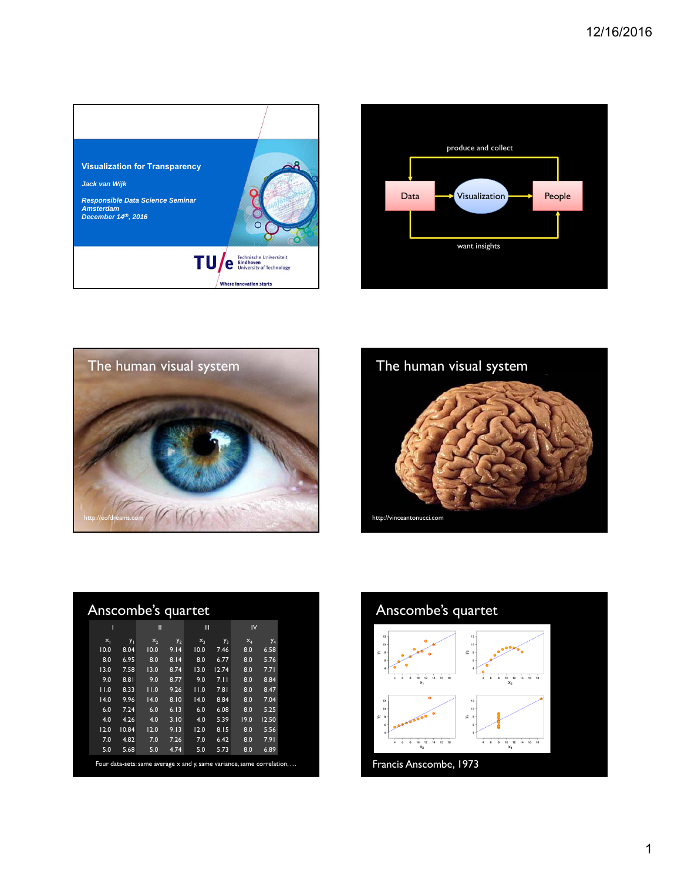# Visualization for Transparency

*Jack van Wijk*

*Responsible Data Science Seminar*
*Amsterdam*
*December 14th, 2016*

TU/e Technische Universiteit Eindhoven University of Technology

Where innovation starts

---

produce and collect

Data → Visualization → People

want insights

---

## The human visual system

http://eofdreams.com

---

## The human visual system

http://vinceantonucci.com

---

## Anscombe's quartet

| I | | II | | III | | IV | |
|---|---|---|---|---|---|---|---|
| $x_1$ | $y_1$ | $x_2$ | $y_2$ | $x_3$ | $y_3$ | $x_4$ | $y_4$ |
| 10.0 | 8.04 | 10.0 | 9.14 | 10.0 | 7.46 | 8.0 | 6.58 |
| 8.0 | 6.95 | 8.0 | 8.14 | 8.0 | 6.77 | 8.0 | 5.76 |
| 13.0 | 7.58 | 13.0 | 8.74 | 13.0 | 12.74 | 8.0 | 7.71 |
| 9.0 | 8.81 | 9.0 | 8.77 | 9.0 | 7.11 | 8.0 | 8.84 |
| 11.0 | 8.33 | 11.0 | 9.26 | 11.0 | 7.81 | 8.0 | 8.47 |
| 14.0 | 9.96 | 14.0 | 8.10 | 14.0 | 8.84 | 8.0 | 7.04 |
| 6.0 | 7.24 | 6.0 | 6.13 | 6.0 | 6.08 | 8.0 | 5.25 |
| 4.0 | 4.26 | 4.0 | 3.10 | 4.0 | 5.39 | 19.0 | 12.50 |
| 12.0 | 10.84 | 12.0 | 9.13 | 12.0 | 8.15 | 8.0 | 5.56 |
| 7.0 | 4.82 | 7.0 | 7.26 | 7.0 | 6.42 | 8.0 | 7.91 |
| 5.0 | 5.68 | 5.0 | 4.74 | 5.0 | 5.73 | 8.0 | 6.89 |

Four data-sets: same average x and y, same variance, same correlation, …

---

## Anscombe's quartet

Francis Anscombe, 1973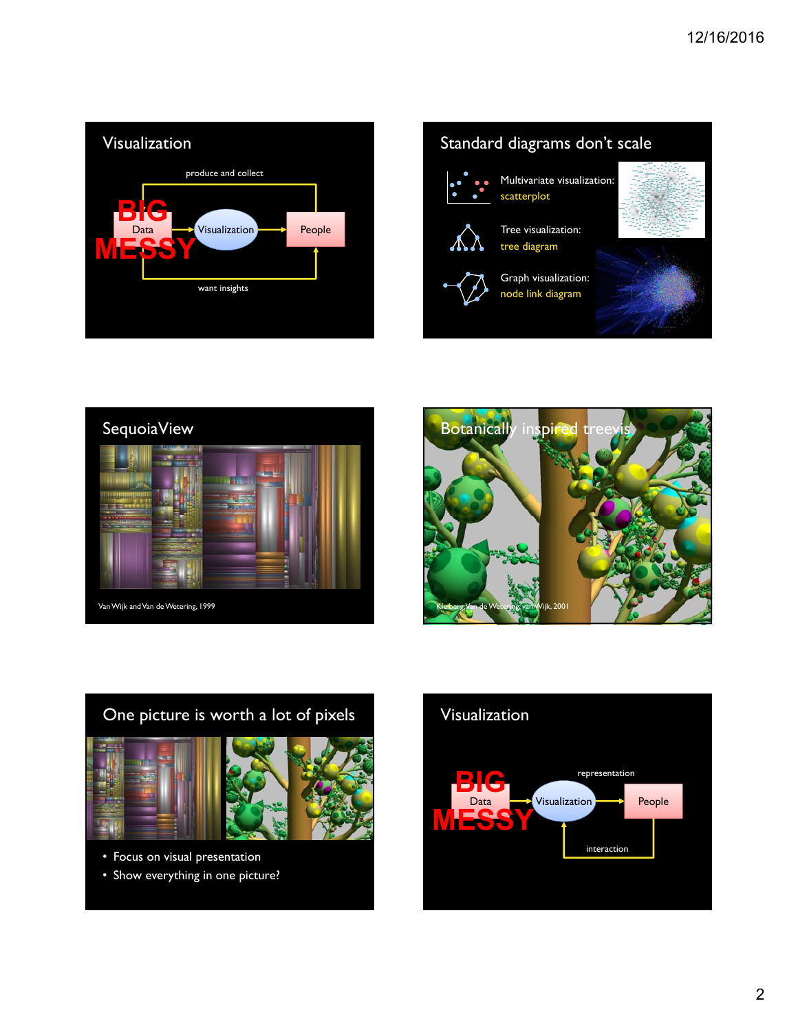## Visualization

produce and collect

BIG Data MESSY → Visualization → People

want insights

## Standard diagrams don't scale

- Multivariate visualization: scatterplot
- Tree visualization: tree diagram
- Graph visualization: node link diagram

## SequoiaView

Van Wijk and Van de Wetering, 1999

## Botanically inspired treevis

Kleiberg, Van de Wetering, van Wijk, 2001

## One picture is worth a lot of pixels

- Focus on visual presentation
- Show everything in one picture?

## Visualization

BIG Data MESSY → Visualization → People

representation

interaction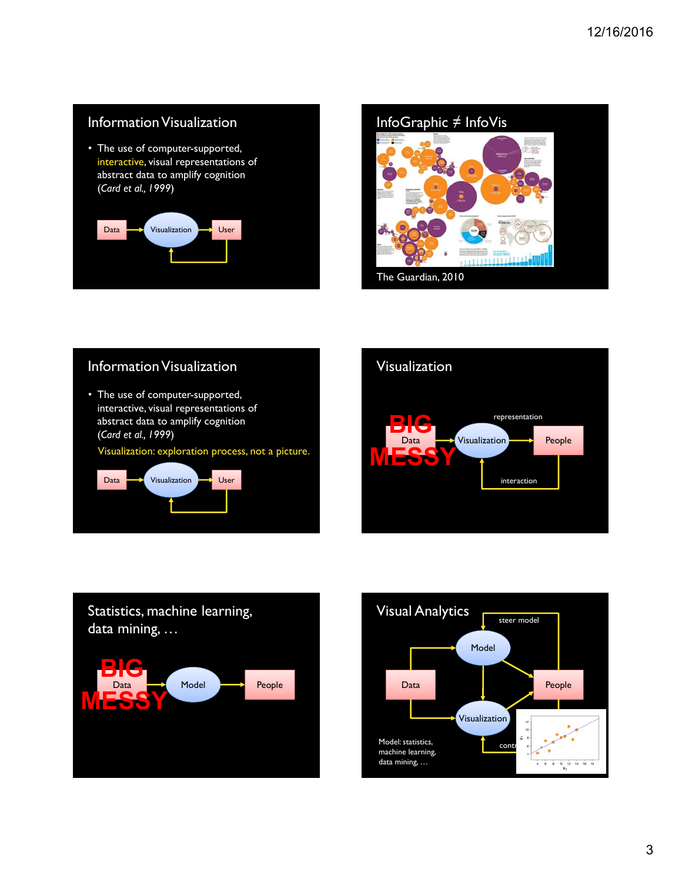## Information Visualization

- The use of computer-supported, interactive, visual representations of abstract data to amplify cognition (*Card et al., 1999*)

Data → Visualization → User

## InfoGraphic ≠ InfoVis

The Guardian, 2010

## Information Visualization

- The use of computer-supported, interactive, visual representations of abstract data to amplify cognition (*Card et al., 1999*)

Visualization: exploration process, not a picture.

Data → Visualization → User

## Visualization

BIG Data MESSY → Visualization → People

representation

interaction

## Statistics, machine learning, data mining, …

BIG Data MESSY → Model → People

## Visual Analytics

Data → Model → People

Data → Visualization → People

steer model

control

Model: statistics, machine learning, data mining, …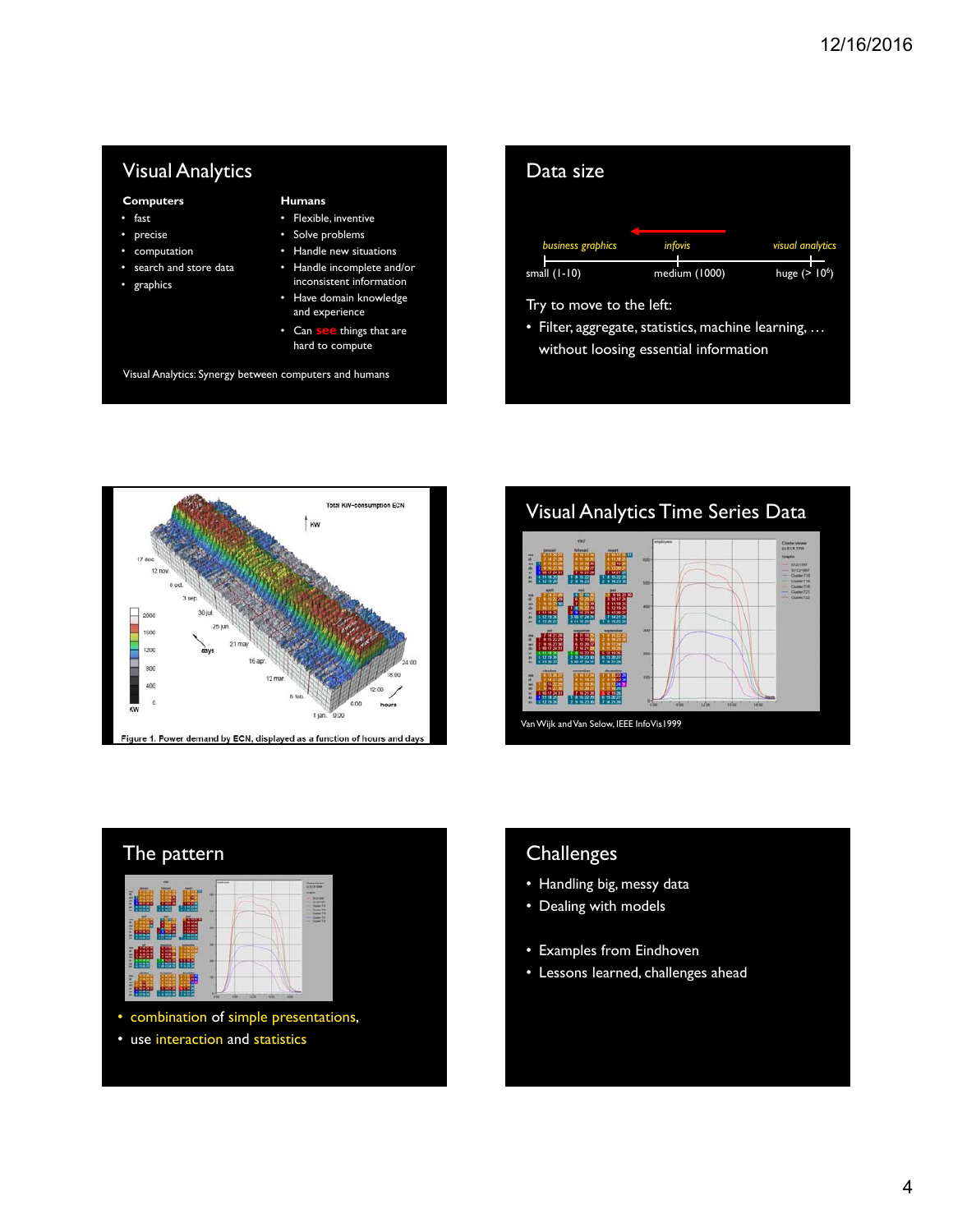## Visual Analytics

**Computers**

- fast
- precise
- computation
- search and store data
- graphics

**Humans**

- Flexible, inventive
- Solve problems
- Handle new situations
- Handle incomplete and/or inconsistent information
- Have domain knowledge and experience
- Can see things that are hard to compute

Visual Analytics: Synergy between computers and humans

## Data size

*business graphics* — *infovis* — *visual analytics*

small (1-10) — medium (1000) — huge (> $10^6$)

Try to move to the left:

- Filter, aggregate, statistics, machine learning, … without loosing essential information

Figure 1. Power demand by ECN, displayed as a function of hours and days

## Visual Analytics Time Series Data

Van Wijk and Van Selow, IEEE InfoVis1999

## The pattern

- combination of simple presentations,
- use interaction and statistics

## Challenges

- Handling big, messy data
- Dealing with models
- Examples from Eindhoven
- Lessons learned, challenges ahead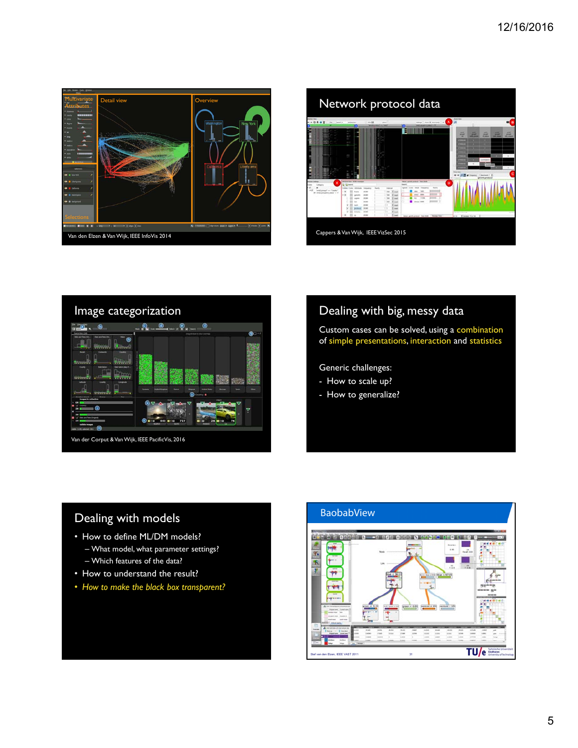Van den Elzen & Van Wijk, IEEE InfoVis 2014

## Network protocol data

Cappers & Van Wijk, IEEE VizSec 2015

## Image categorization

Van der Corput & Van Wijk, IEEE PacificVis, 2016

## Dealing with big, messy data

Custom cases can be solved, using a combination of simple presentations, interaction and statistics

Generic challenges:

- How to scale up?
- How to generalize?

## Dealing with models

- How to define ML/DM models?
  - What model, what parameter settings?
  - Which features of the data?
- How to understand the result?
- *How to make the black box transparent?*

## BaobabView

Stef van den Elzen, IEEE VAST 2011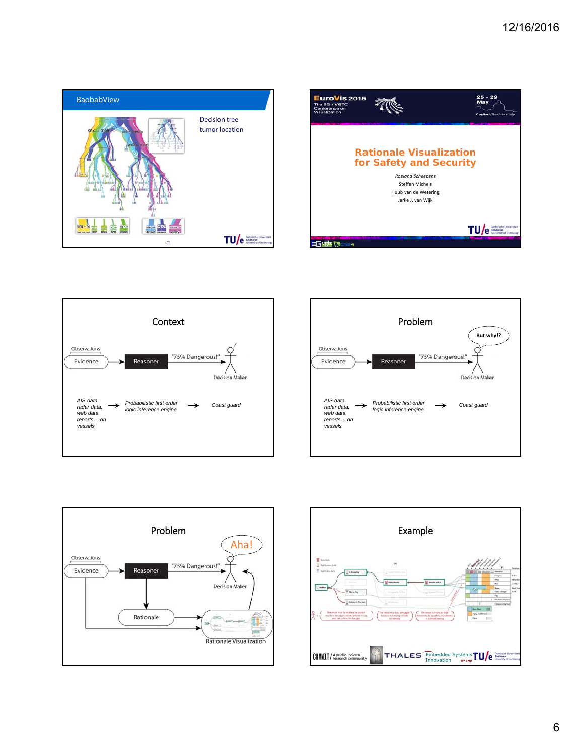## BaobabView

Decision tree
tumor location

sex = male    sex = female

axillar = no

lung = no    colon    testis    liver    prostate    breast    ovary

---

EuroVis 2015
The EG / VGTC Conference on Visualization

25 - 29 May

Cagliari / Sardinia / Italy

## Rationale Visualization for Safety and Security

*Roeland Scheepens*
Steffen Michels
Huub van de Wetering
Jarke J. van Wijk

---

## Context

Observations

Evidence → Reasoner → "75% Dangerous!" → Decision Maker

*AIS-data, radar data, web data, reports… on vessels* → *Probabilistic first order logic inference engine* → *Coast guard*

---

## Problem

Observations

Evidence → Reasoner → "75% Dangerous!" → Decision Maker

But why!?

*AIS-data, radar data, web data, reports… on vessels* → *Probabilistic first order logic inference engine* → *Coast guard*

---

## Problem

Observations

Evidence → Reasoner → "75% Dangerous!" → Decision Maker

Aha!

Rationale

Rationale Visualization

---

## Example

COMMIT/ A public- private research community

THALES

Embedded Systems Innovation BY TNO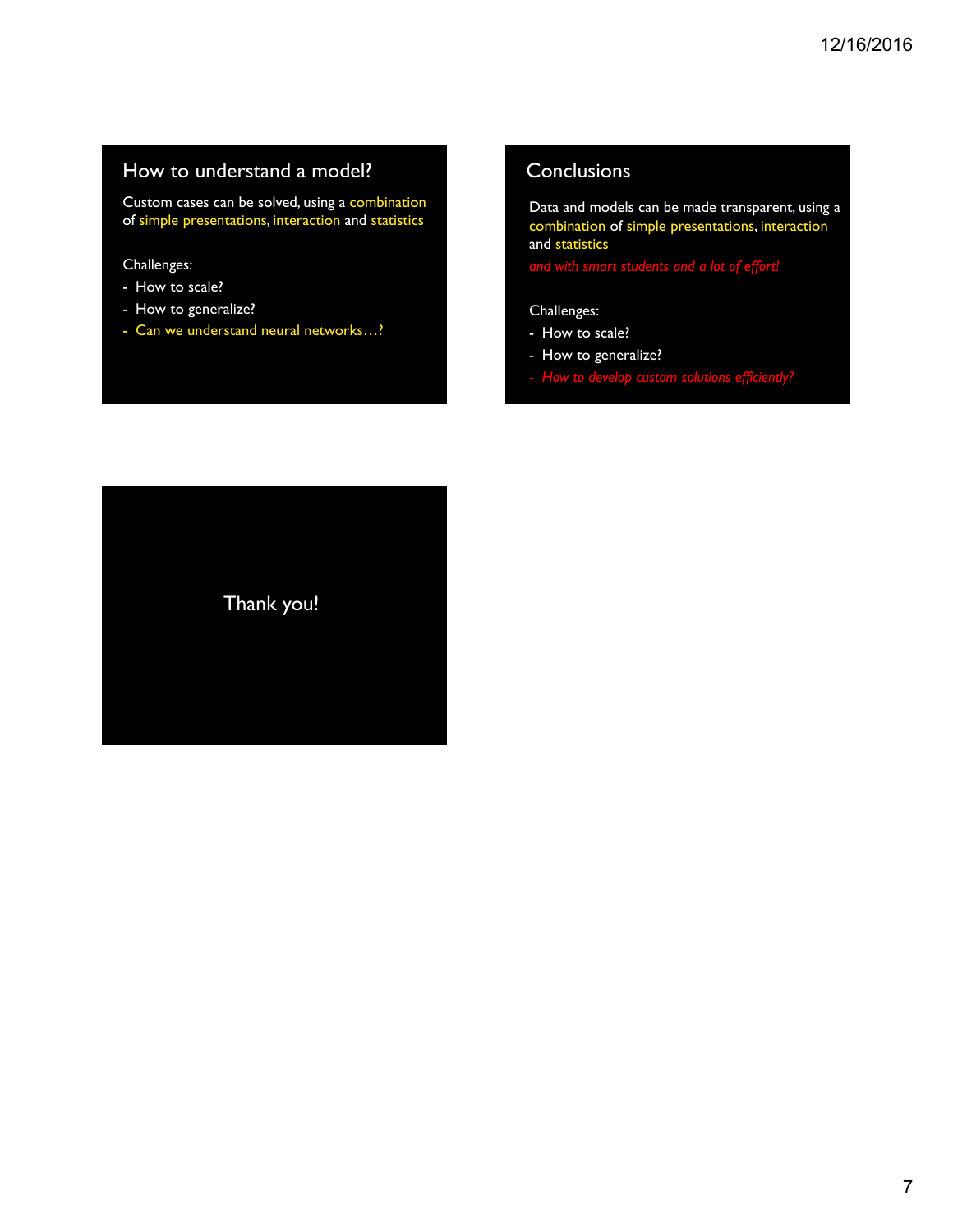## How to understand a model?

Custom cases can be solved, using a combination of simple presentations, interaction and statistics

Challenges:

- How to scale?
- How to generalize?
- Can we understand neural networks…?

## Conclusions

Data and models can be made transparent, using a combination of simple presentations, interaction and statistics

*and with smart students and a lot of effort!*

Challenges:

- How to scale?
- How to generalize?
- *How to develop custom solutions efficiently?*

Thank you!